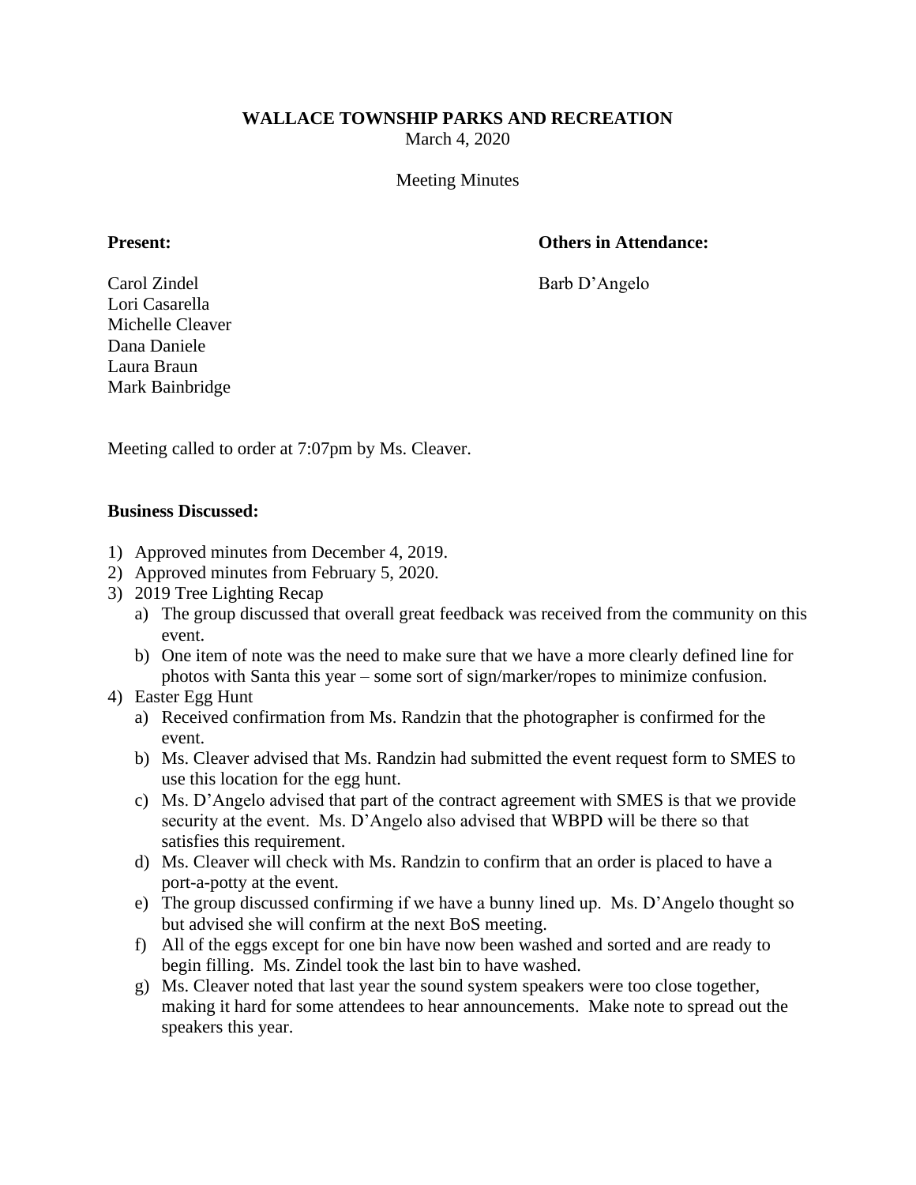# WALLACE TOWNSHIP PARKS AND RECREATION

March 4, 2020

Meeting Minutes

**Present:**

Carol Zindel
Lori Casarella
Michelle Cleaver
Dana Daniele
Laura Braun
Mark Bainbridge

**Others in Attendance:**

Barb D'Angelo

Meeting called to order at 7:07pm by Ms. Cleaver.

**Business Discussed:**

1) Approved minutes from December 4, 2019.
2) Approved minutes from February 5, 2020.
3) 2019 Tree Lighting Recap
   a) The group discussed that overall great feedback was received from the community on this event.
   b) One item of note was the need to make sure that we have a more clearly defined line for photos with Santa this year – some sort of sign/marker/ropes to minimize confusion.
4) Easter Egg Hunt
   a) Received confirmation from Ms. Randzin that the photographer is confirmed for the event.
   b) Ms. Cleaver advised that Ms. Randzin had submitted the event request form to SMES to use this location for the egg hunt.
   c) Ms. D'Angelo advised that part of the contract agreement with SMES is that we provide security at the event. Ms. D'Angelo also advised that WBPD will be there so that satisfies this requirement.
   d) Ms. Cleaver will check with Ms. Randzin to confirm that an order is placed to have a port-a-potty at the event.
   e) The group discussed confirming if we have a bunny lined up. Ms. D'Angelo thought so but advised she will confirm at the next BoS meeting.
   f) All of the eggs except for one bin have now been washed and sorted and are ready to begin filling. Ms. Zindel took the last bin to have washed.
   g) Ms. Cleaver noted that last year the sound system speakers were too close together, making it hard for some attendees to hear announcements. Make note to spread out the speakers this year.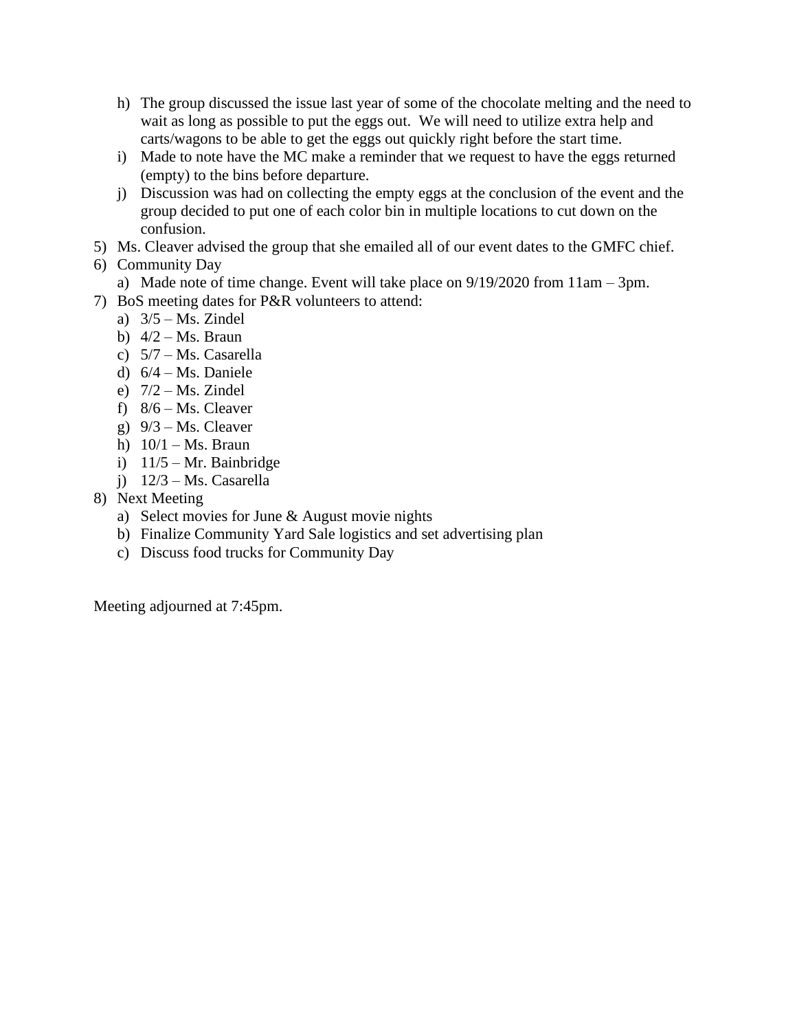- h) The group discussed the issue last year of some of the chocolate melting and the need to wait as long as possible to put the eggs out. We will need to utilize extra help and carts/wagons to be able to get the eggs out quickly right before the start time.
- i) Made to note have the MC make a reminder that we request to have the eggs returned (empty) to the bins before departure.
- j) Discussion was had on collecting the empty eggs at the conclusion of the event and the group decided to put one of each color bin in multiple locations to cut down on the confusion.

5) Ms. Cleaver advised the group that she emailed all of our event dates to the GMFC chief.
6) Community Day
   - a) Made note of time change. Event will take place on 9/19/2020 from 11am – 3pm.
7) BoS meeting dates for P&R volunteers to attend:
   - a) 3/5 – Ms. Zindel
   - b) 4/2 – Ms. Braun
   - c) 5/7 – Ms. Casarella
   - d) 6/4 – Ms. Daniele
   - e) 7/2 – Ms. Zindel
   - f) 8/6 – Ms. Cleaver
   - g) 9/3 – Ms. Cleaver
   - h) 10/1 – Ms. Braun
   - i) 11/5 – Mr. Bainbridge
   - j) 12/3 – Ms. Casarella
8) Next Meeting
   - a) Select movies for June & August movie nights
   - b) Finalize Community Yard Sale logistics and set advertising plan
   - c) Discuss food trucks for Community Day

Meeting adjourned at 7:45pm.